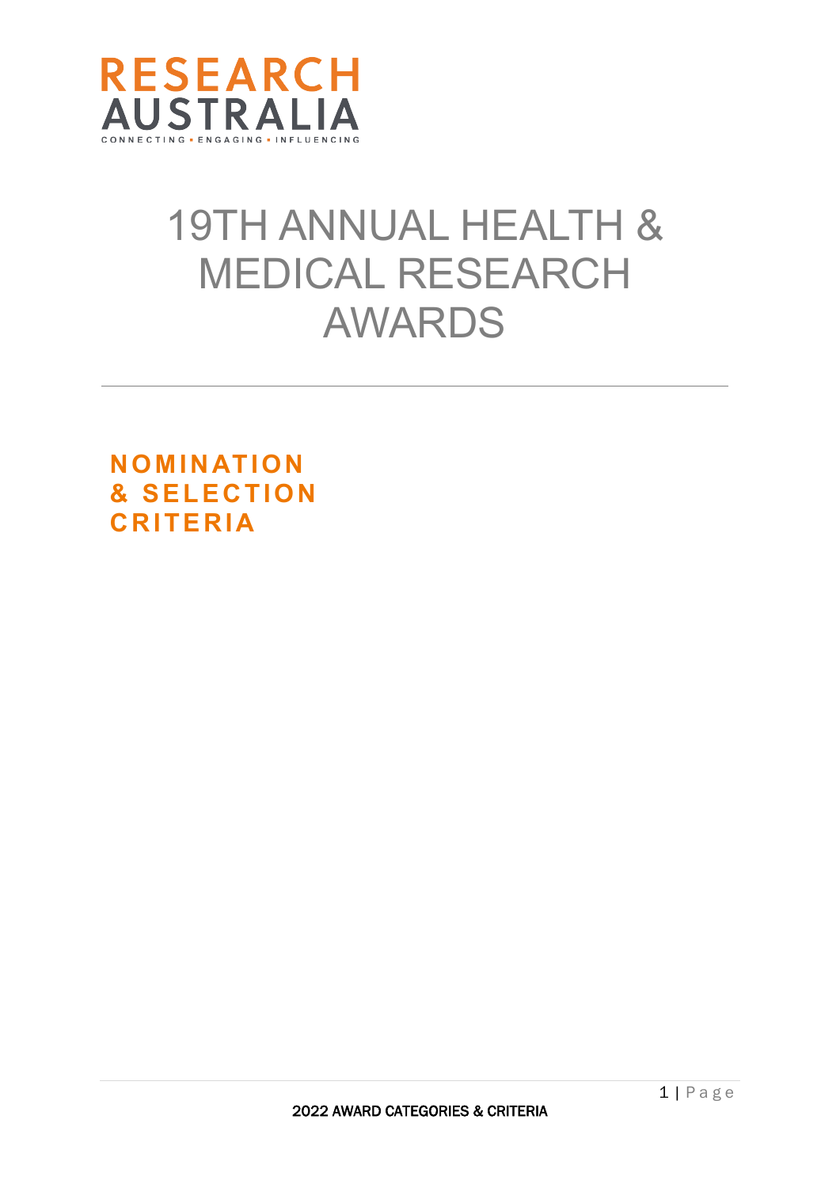RESEARCH AUSTRALIA

CONNECTING • ENGAGING • INFLUENCING

# 19TH ANNUAL HEALTH & MEDICAL RESEARCH AWARDS

---

## NOMINATION & SELECTION CRITERIA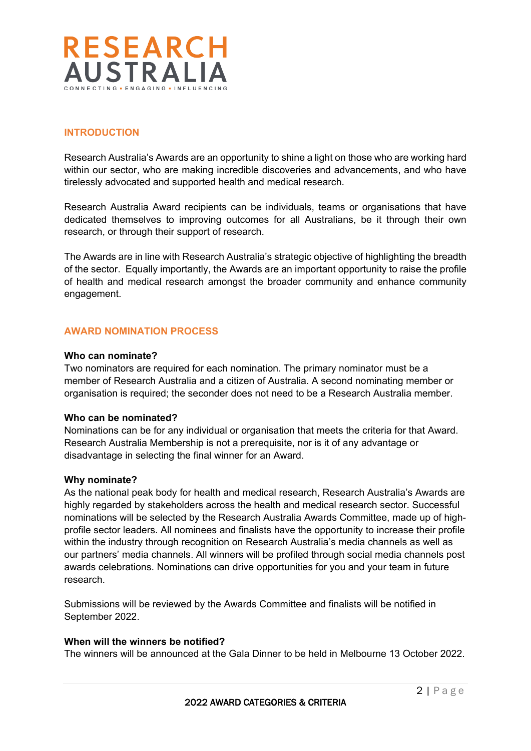## INTRODUCTION

Research Australia's Awards are an opportunity to shine a light on those who are working hard within our sector, who are making incredible discoveries and advancements, and who have tirelessly advocated and supported health and medical research.

Research Australia Award recipients can be individuals, teams or organisations that have dedicated themselves to improving outcomes for all Australians, be it through their own research, or through their support of research.

The Awards are in line with Research Australia's strategic objective of highlighting the breadth of the sector. Equally importantly, the Awards are an important opportunity to raise the profile of health and medical research amongst the broader community and enhance community engagement.

## AWARD NOMINATION PROCESS

**Who can nominate?**

Two nominators are required for each nomination. The primary nominator must be a member of Research Australia and a citizen of Australia. A second nominating member or organisation is required; the seconder does not need to be a Research Australia member.

**Who can be nominated?**

Nominations can be for any individual or organisation that meets the criteria for that Award. Research Australia Membership is not a prerequisite, nor is it of any advantage or disadvantage in selecting the final winner for an Award.

**Why nominate?**

As the national peak body for health and medical research, Research Australia's Awards are highly regarded by stakeholders across the health and medical research sector. Successful nominations will be selected by the Research Australia Awards Committee, made up of high-profile sector leaders. All nominees and finalists have the opportunity to increase their profile within the industry through recognition on Research Australia's media channels as well as our partners' media channels. All winners will be profiled through social media channels post awards celebrations. Nominations can drive opportunities for you and your team in future research.

Submissions will be reviewed by the Awards Committee and finalists will be notified in September 2022.

**When will the winners be notified?**

The winners will be announced at the Gala Dinner to be held in Melbourne 13 October 2022.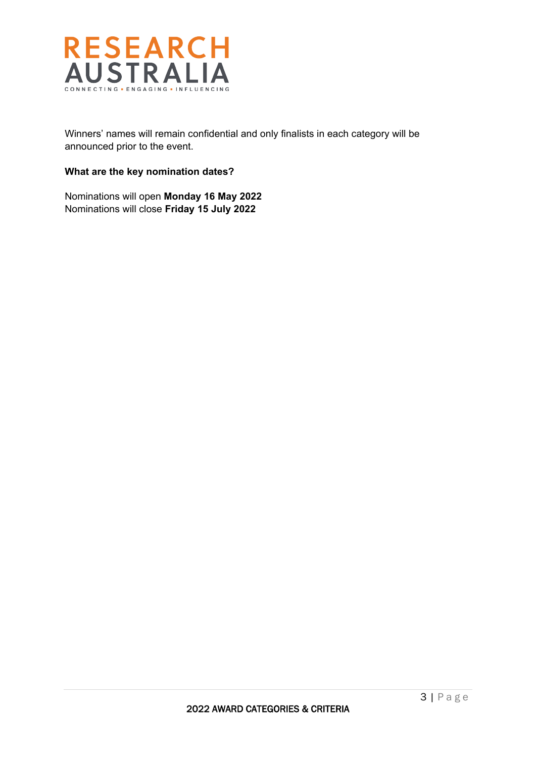Winners' names will remain confidential and only finalists in each category will be announced prior to the event.

**What are the key nomination dates?**

Nominations will open **Monday 16 May 2022**
Nominations will close **Friday 15 July 2022**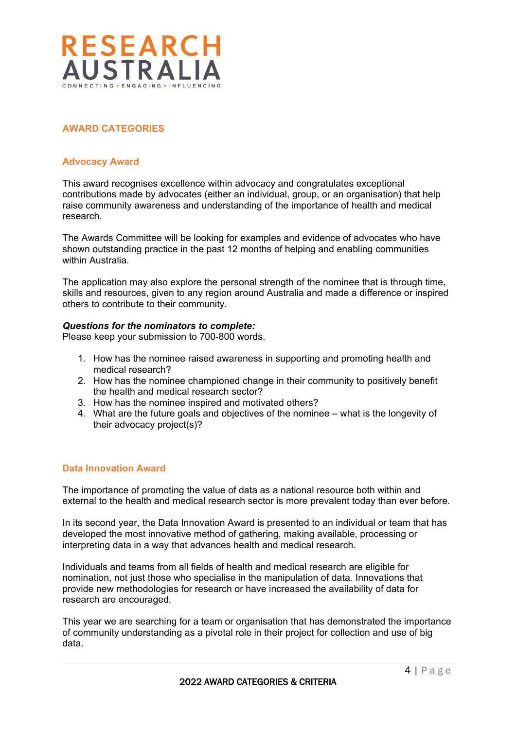## AWARD CATEGORIES

### Advocacy Award

This award recognises excellence within advocacy and congratulates exceptional contributions made by advocates (either an individual, group, or an organisation) that help raise community awareness and understanding of the importance of health and medical research.

The Awards Committee will be looking for examples and evidence of advocates who have shown outstanding practice in the past 12 months of helping and enabling communities within Australia.

The application may also explore the personal strength of the nominee that is through time, skills and resources, given to any region around Australia and made a difference or inspired others to contribute to their community.

***Questions for the nominators to complete:***
Please keep your submission to 700-800 words.

1. How has the nominee raised awareness in supporting and promoting health and medical research?
2. How has the nominee championed change in their community to positively benefit the health and medical research sector?
3. How has the nominee inspired and motivated others?
4. What are the future goals and objectives of the nominee – what is the longevity of their advocacy project(s)?

### Data Innovation Award

The importance of promoting the value of data as a national resource both within and external to the health and medical research sector is more prevalent today than ever before.

In its second year, the Data Innovation Award is presented to an individual or team that has developed the most innovative method of gathering, making available, processing or interpreting data in a way that advances health and medical research.

Individuals and teams from all fields of health and medical research are eligible for nomination, not just those who specialise in the manipulation of data. Innovations that provide new methodologies for research or have increased the availability of data for research are encouraged.

This year we are searching for a team or organisation that has demonstrated the importance of community understanding as a pivotal role in their project for collection and use of big data.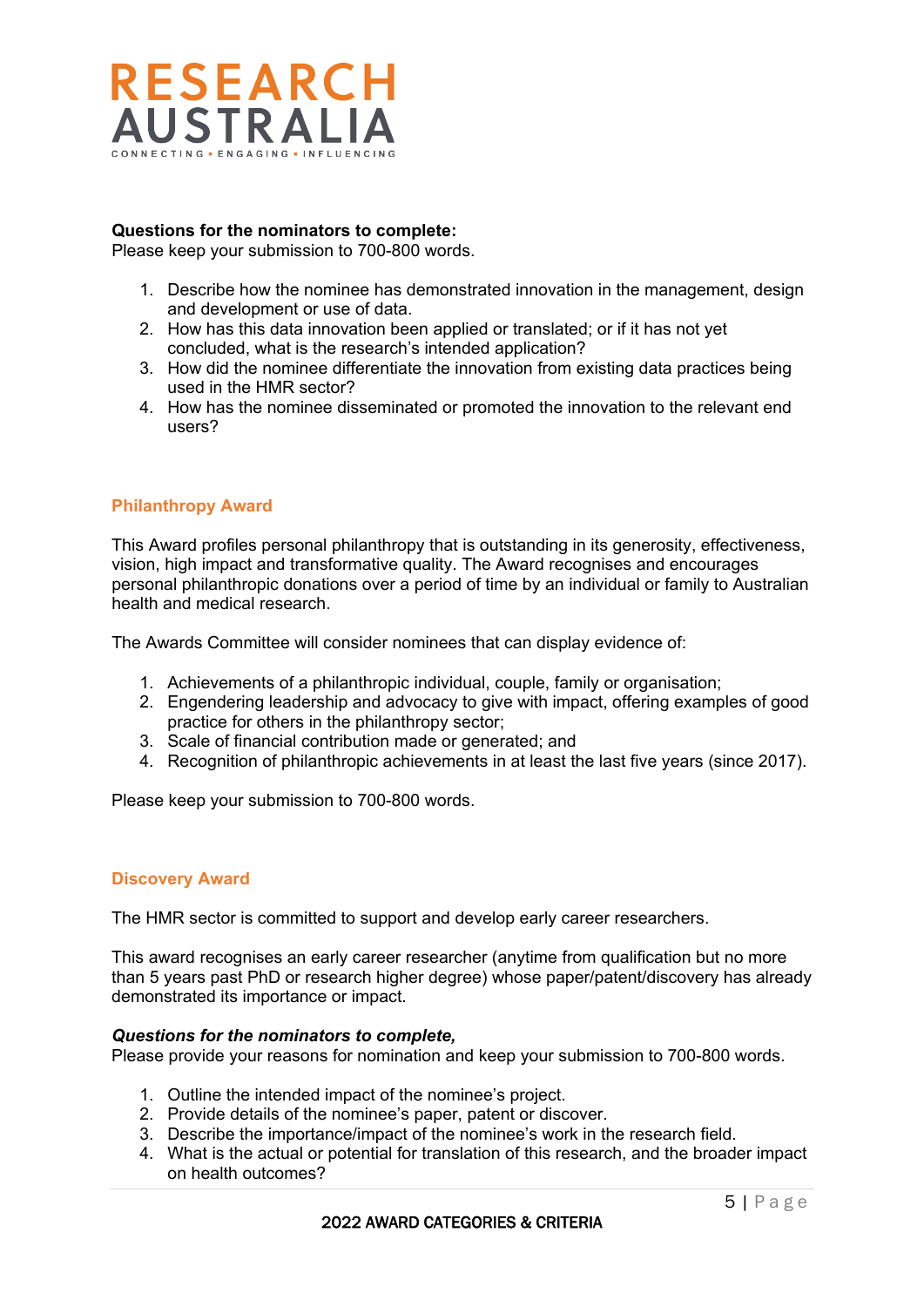**Questions for the nominators to complete:**
Please keep your submission to 700-800 words.

1. Describe how the nominee has demonstrated innovation in the management, design and development or use of data.
2. How has this data innovation been applied or translated; or if it has not yet concluded, what is the research's intended application?
3. How did the nominee differentiate the innovation from existing data practices being used in the HMR sector?
4. How has the nominee disseminated or promoted the innovation to the relevant end users?

## Philanthropy Award

This Award profiles personal philanthropy that is outstanding in its generosity, effectiveness, vision, high impact and transformative quality. The Award recognises and encourages personal philanthropic donations over a period of time by an individual or family to Australian health and medical research.

The Awards Committee will consider nominees that can display evidence of:

1. Achievements of a philanthropic individual, couple, family or organisation;
2. Engendering leadership and advocacy to give with impact, offering examples of good practice for others in the philanthropy sector;
3. Scale of financial contribution made or generated; and
4. Recognition of philanthropic achievements in at least the last five years (since 2017).

Please keep your submission to 700-800 words.

## Discovery Award

The HMR sector is committed to support and develop early career researchers.

This award recognises an early career researcher (anytime from qualification but no more than 5 years past PhD or research higher degree) whose paper/patent/discovery has already demonstrated its importance or impact.

***Questions for the nominators to complete,***
Please provide your reasons for nomination and keep your submission to 700-800 words.

1. Outline the intended impact of the nominee's project.
2. Provide details of the nominee's paper, patent or discover.
3. Describe the importance/impact of the nominee's work in the research field.
4. What is the actual or potential for translation of this research, and the broader impact on health outcomes?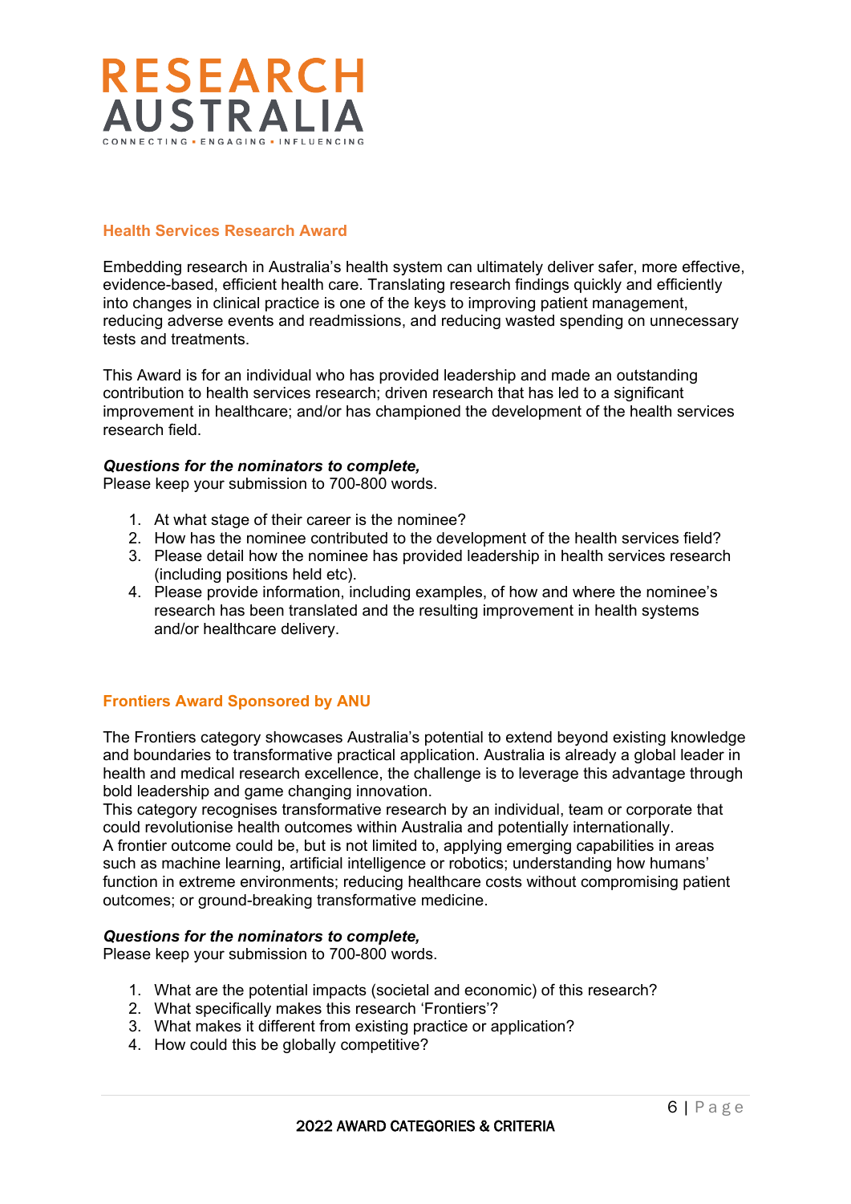## Health Services Research Award

Embedding research in Australia's health system can ultimately deliver safer, more effective, evidence-based, efficient health care. Translating research findings quickly and efficiently into changes in clinical practice is one of the keys to improving patient management, reducing adverse events and readmissions, and reducing wasted spending on unnecessary tests and treatments.

This Award is for an individual who has provided leadership and made an outstanding contribution to health services research; driven research that has led to a significant improvement in healthcare; and/or has championed the development of the health services research field.

***Questions for the nominators to complete,***
Please keep your submission to 700-800 words.

1. At what stage of their career is the nominee?
2. How has the nominee contributed to the development of the health services field?
3. Please detail how the nominee has provided leadership in health services research (including positions held etc).
4. Please provide information, including examples, of how and where the nominee's research has been translated and the resulting improvement in health systems and/or healthcare delivery.

## Frontiers Award Sponsored by ANU

The Frontiers category showcases Australia's potential to extend beyond existing knowledge and boundaries to transformative practical application. Australia is already a global leader in health and medical research excellence, the challenge is to leverage this advantage through bold leadership and game changing innovation.
This category recognises transformative research by an individual, team or corporate that could revolutionise health outcomes within Australia and potentially internationally.
A frontier outcome could be, but is not limited to, applying emerging capabilities in areas such as machine learning, artificial intelligence or robotics; understanding how humans' function in extreme environments; reducing healthcare costs without compromising patient outcomes; or ground-breaking transformative medicine.

***Questions for the nominators to complete,***
Please keep your submission to 700-800 words.

1. What are the potential impacts (societal and economic) of this research?
2. What specifically makes this research 'Frontiers'?
3. What makes it different from existing practice or application?
4. How could this be globally competitive?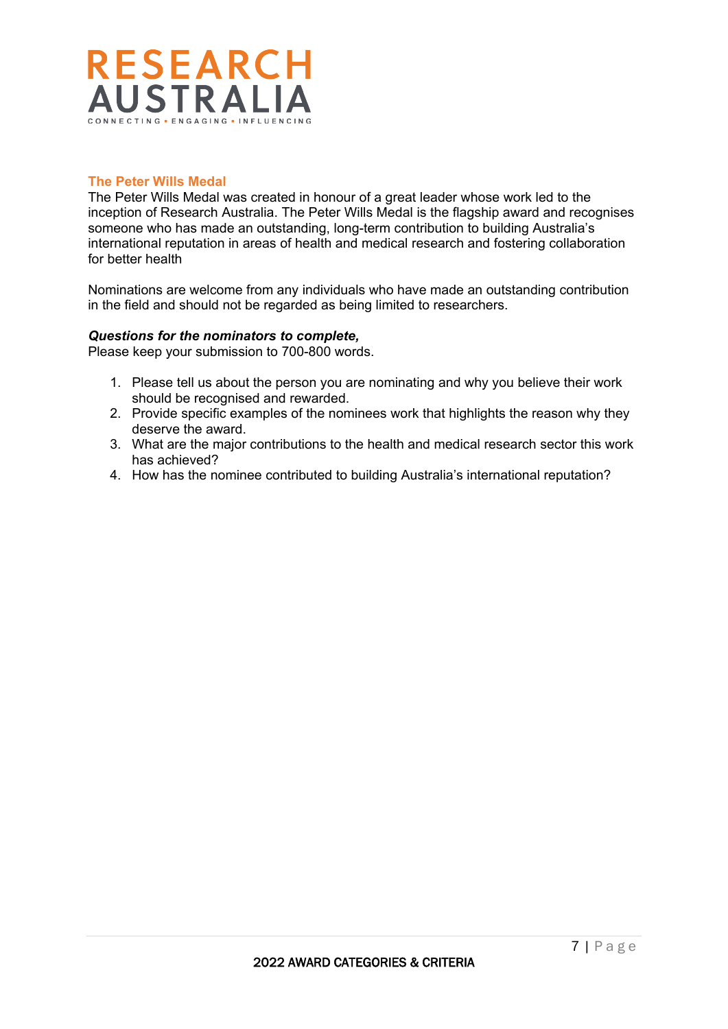RESEARCH AUSTRALIA

CONNECTING ▪ ENGAGING ▪ INFLUENCING

## The Peter Wills Medal

The Peter Wills Medal was created in honour of a great leader whose work led to the inception of Research Australia. The Peter Wills Medal is the flagship award and recognises someone who has made an outstanding, long-term contribution to building Australia's international reputation in areas of health and medical research and fostering collaboration for better health

Nominations are welcome from any individuals who have made an outstanding contribution in the field and should not be regarded as being limited to researchers.

***Questions for the nominators to complete,***

Please keep your submission to 700-800 words.

1. Please tell us about the person you are nominating and why you believe their work should be recognised and rewarded.
2. Provide specific examples of the nominees work that highlights the reason why they deserve the award.
3. What are the major contributions to the health and medical research sector this work has achieved?
4. How has the nominee contributed to building Australia's international reputation?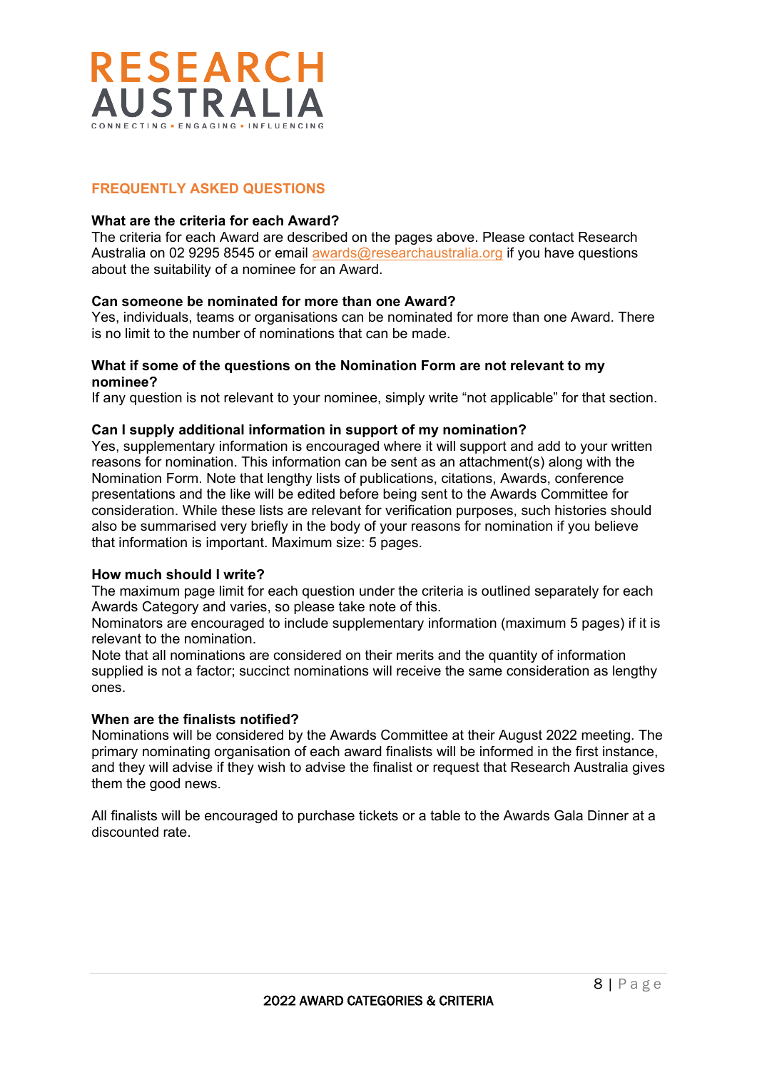**RESEARCH AUSTRALIA**

CONNECTING • ENGAGING • INFLUENCING

## FREQUENTLY ASKED QUESTIONS

**What are the criteria for each Award?**
The criteria for each Award are described on the pages above. Please contact Research Australia on 02 9295 8545 or email awards@researchaustralia.org if you have questions about the suitability of a nominee for an Award.

**Can someone be nominated for more than one Award?**
Yes, individuals, teams or organisations can be nominated for more than one Award. There is no limit to the number of nominations that can be made.

**What if some of the questions on the Nomination Form are not relevant to my nominee?**
If any question is not relevant to your nominee, simply write "not applicable" for that section.

**Can I supply additional information in support of my nomination?**
Yes, supplementary information is encouraged where it will support and add to your written reasons for nomination. This information can be sent as an attachment(s) along with the Nomination Form. Note that lengthy lists of publications, citations, Awards, conference presentations and the like will be edited before being sent to the Awards Committee for consideration. While these lists are relevant for verification purposes, such histories should also be summarised very briefly in the body of your reasons for nomination if you believe that information is important. Maximum size: 5 pages.

**How much should I write?**
The maximum page limit for each question under the criteria is outlined separately for each Awards Category and varies, so please take note of this.
Nominators are encouraged to include supplementary information (maximum 5 pages) if it is relevant to the nomination.
Note that all nominations are considered on their merits and the quantity of information supplied is not a factor; succinct nominations will receive the same consideration as lengthy ones.

**When are the finalists notified?**
Nominations will be considered by the Awards Committee at their August 2022 meeting. The primary nominating organisation of each award finalists will be informed in the first instance, and they will advise if they wish to advise the finalist or request that Research Australia gives them the good news.

All finalists will be encouraged to purchase tickets or a table to the Awards Gala Dinner at a discounted rate.